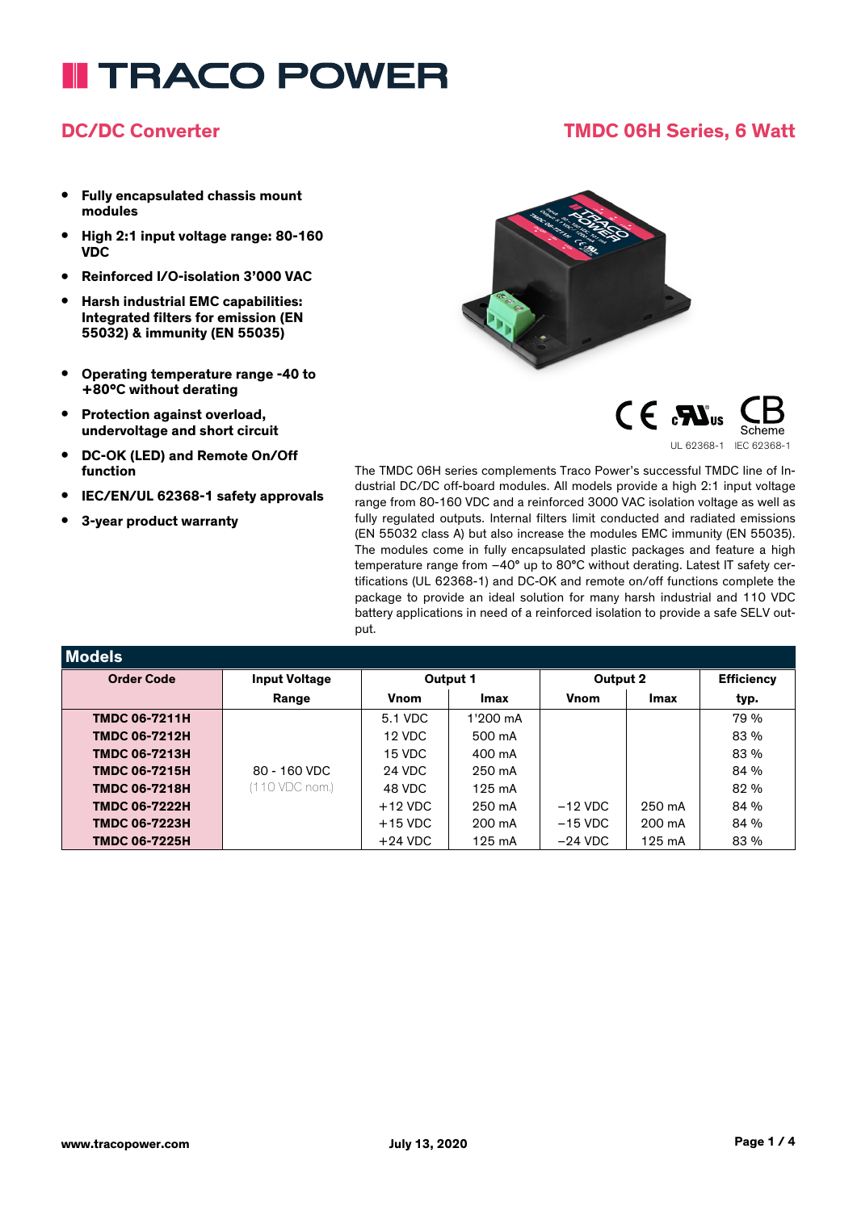# TRACO POWER

## DC/DC Converter

## TMDC 06H Series, 6 Watt

- **Fully encapsulated chassis mount modules**
- **High 2:1 input voltage range: 80-160 VDC**
- **Reinforced I/O-isolation 3'000 VAC**
- **Harsh industrial EMC capabilities: Integrated filters for emission (EN 55032) & immunity (EN 55035)**
- **Operating temperature range -40 to +80°C without derating**
- **Protection against overload, undervoltage and short circuit**
- **DC-OK (LED) and Remote On/Off function**
- **IEC/EN/UL 62368-1 safety approvals**
- **3-year product warranty**

UL 62368-1 IEC 62368-1

The TMDC 06H series complements Traco Power's successful TMDC line of Industrial DC/DC off-board modules. All models provide a high 2:1 input voltage range from 80-160 VDC and a reinforced 3000 VAC isolation voltage as well as fully regulated outputs. Internal filters limit conducted and radiated emissions (EN 55032 class A) but also increase the modules EMC immunity (EN 55035). The modules come in fully encapsulated plastic packages and feature a high temperature range from –40° up to 80°C without derating. Latest IT safety certifications (UL 62368-1) and DC-OK and remote on/off functions complete the package to provide an ideal solution for many harsh industrial and 110 VDC battery applications in need of a reinforced isolation to provide a safe SELV output.

## Models

| Order Code | Input Voltage | Output 1 | | Output 2 | | Efficiency |
|---|---|---|---|---|---|---|
| | Range | Vnom | Imax | Vnom | Imax | typ. |
| **TMDC 06-7211H** | 80 - 160 VDC (110 VDC nom.) | 5.1 VDC | 1'200 mA | | | 79 % |
| **TMDC 06-7212H** | | 12 VDC | 500 mA | | | 83 % |
| **TMDC 06-7213H** | | 15 VDC | 400 mA | | | 83 % |
| **TMDC 06-7215H** | | 24 VDC | 250 mA | | | 84 % |
| **TMDC 06-7218H** | | 48 VDC | 125 mA | | | 82 % |
| **TMDC 06-7222H** | | +12 VDC | 250 mA | –12 VDC | 250 mA | 84 % |
| **TMDC 06-7223H** | | +15 VDC | 200 mA | –15 VDC | 200 mA | 84 % |
| **TMDC 06-7225H** | | +24 VDC | 125 mA | –24 VDC | 125 mA | 83 % |

www.tracopower.com July 13, 2020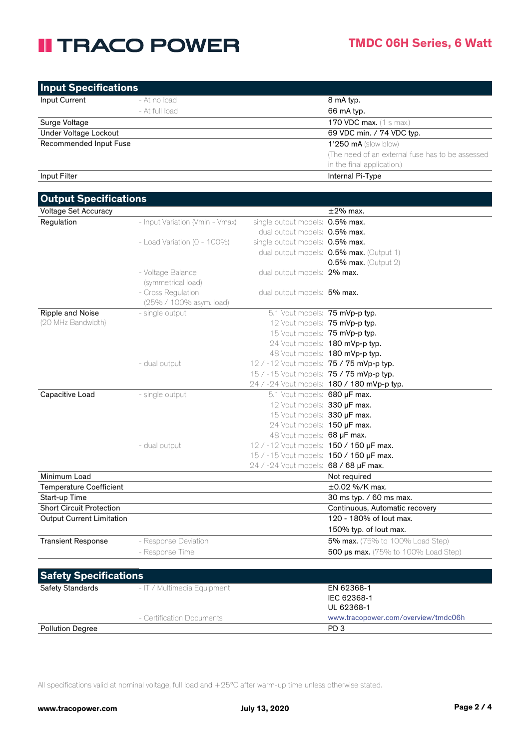## Input Specifications

| | | | |
|---|---|---|---|
| Input Current | - At no load | | 8 mA typ. |
| | - At full load | | 66 mA typ. |
| Surge Voltage | | | **170 VDC max.** (1 s max.) |
| Under Voltage Lockout | | | 69 VDC min. / 74 VDC typ. |
| Recommended Input Fuse | | | **1'250 mA** (slow blow) (The need of an external fuse has to be assessed in the final application.) |
| Input Filter | | | Internal Pi-Type |

## Output Specifications

| | | | |
|---|---|---|---|
| Voltage Set Accuracy | | | ±2% max. |
| Regulation | - Input Variation (Vmin - Vmax) | single output models: | **0.5% max.** |
| | | dual output models: | **0.5% max.** |
| | - Load Variation (0 - 100%) | single output models: | **0.5% max.** |
| | | dual output models: | **0.5% max.** (Output 1) |
| | | | **0.5% max.** (Output 2) |
| | - Voltage Balance (symmetrical load) | dual output models: | **2% max.** |
| | - Cross Regulation (25% / 100% asym. load) | dual output models: | **5% max.** |
| Ripple and Noise (20 MHz Bandwidth) | - single output | 5.1 Vout models: | **75 mVp-p typ.** |
| | | 12 Vout models: | **75 mVp-p typ.** |
| | | 15 Vout models: | **75 mVp-p typ.** |
| | | 24 Vout models: | **180 mVp-p typ.** |
| | | 48 Vout models: | **180 mVp-p typ.** |
| | - dual output | 12 / -12 Vout models: | **75 / 75 mVp-p typ.** |
| | | 15 / -15 Vout models: | **75 / 75 mVp-p typ.** |
| | | 24 / -24 Vout models: | **180 / 180 mVp-p typ.** |
| Capacitive Load | - single output | 5.1 Vout models: | **680 µF max.** |
| | | 12 Vout models: | **330 µF max.** |
| | | 15 Vout models: | **330 µF max.** |
| | | 24 Vout models: | **150 µF max.** |
| | | 48 Vout models: | **68 µF max.** |
| | - dual output | 12 / -12 Vout models: | **150 / 150 µF max.** |
| | | 15 / -15 Vout models: | **150 / 150 µF max.** |
| | | 24 / -24 Vout models: | **68 / 68 µF max.** |
| Minimum Load | | | Not required |
| Temperature Coefficient | | | ±0.02 %/K max. |
| Start-up Time | | | 30 ms typ. / 60 ms max. |
| Short Circuit Protection | | | Continuous, Automatic recovery |
| Output Current Limitation | | | 120 - 180% of Iout max. |
| | | | 150% typ. of Iout max. |
| Transient Response | - Response Deviation | | **5% max.** (75% to 100% Load Step) |
| | - Response Time | | **500 µs max.** (75% to 100% Load Step) |

## Safety Specifications

| | | | |
|---|---|---|---|
| Safety Standards | - IT / Multimedia Equipment | | EN 62368-1<br>IEC 62368-1<br>UL 62368-1 |
| | - Certification Documents | | www.tracopower.com/overview/tmdc06h |
| Pollution Degree | | | PD 3 |

All specifications valid at nominal voltage, full load and +25°C after warm-up time unless otherwise stated.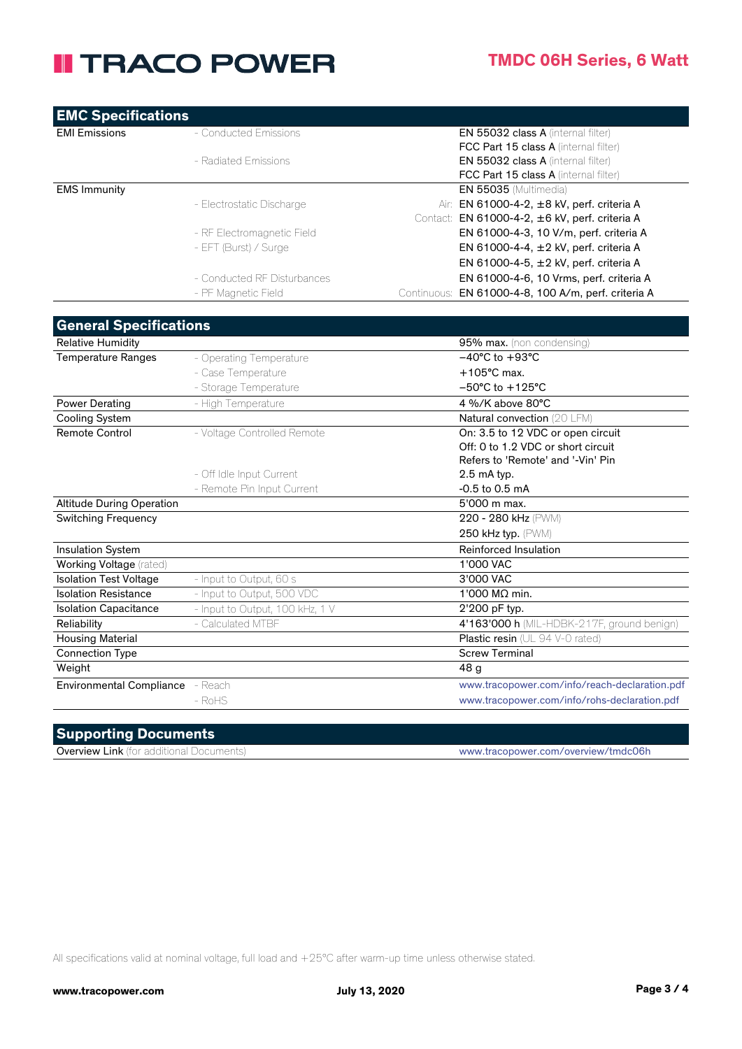## EMC Specifications

| | | | |
|---|---|---|---|
| EMI Emissions | - Conducted Emissions | | **EN 55032 class A** (internal filter) |
| | | | **FCC Part 15 class A** (internal filter) |
| | - Radiated Emissions | | **EN 55032 class A** (internal filter) |
| | | | **FCC Part 15 class A** (internal filter) |
| EMS Immunity | | | **EN 55035** (Multimedia) |
| | - Electrostatic Discharge | Air: | EN 61000-4-2, ±8 kV, perf. criteria A |
| | | Contact: | EN 61000-4-2, ±6 kV, perf. criteria A |
| | - RF Electromagnetic Field | | EN 61000-4-3, 10 V/m, perf. criteria A |
| | - EFT (Burst) / Surge | | EN 61000-4-4, ±2 kV, perf. criteria A |
| | | | EN 61000-4-5, ±2 kV, perf. criteria A |
| | - Conducted RF Disturbances | | EN 61000-4-6, 10 Vrms, perf. criteria A |
| | - PF Magnetic Field | Continuous: | EN 61000-4-8, 100 A/m, perf. criteria A |

## General Specifications

| | | |
|---|---|---|
| Relative Humidity | | **95% max.** (non condensing) |
| Temperature Ranges | - Operating Temperature | −40°C to +93°C |
| | - Case Temperature | +105°C max. |
| | - Storage Temperature | −50°C to +125°C |
| Power Derating | - High Temperature | 4 %/K above 80°C |
| Cooling System | | Natural convection (20 LFM) |
| Remote Control | - Voltage Controlled Remote | On: 3.5 to 12 VDC or open circuit |
| | | Off: 0 to 1.2 VDC or short circuit |
| | | Refers to 'Remote' and '-Vin' Pin |
| | - Off Idle Input Current | 2.5 mA typ. |
| | - Remote Pin Input Current | -0.5 to 0.5 mA |
| Altitude During Operation | | 5'000 m max. |
| Switching Frequency | | 220 - 280 kHz (PWM) |
| | | 250 kHz typ. (PWM) |
| Insulation System | | Reinforced Insulation |
| Working Voltage (rated) | | 1'000 VAC |
| Isolation Test Voltage | - Input to Output, 60 s | 3'000 VAC |
| Isolation Resistance | - Input to Output, 500 VDC | 1'000 MΩ min. |
| Isolation Capacitance | - Input to Output, 100 kHz, 1 V | 2'200 pF typ. |
| Reliability | - Calculated MTBF | **4'163'000 h** (MIL-HDBK-217F, ground benign) |
| Housing Material | | Plastic resin (UL 94 V-0 rated) |
| Connection Type | | Screw Terminal |
| Weight | | 48 g |
| Environmental Compliance | - Reach | www.tracopower.com/info/reach-declaration.pdf |
| | - RoHS | www.tracopower.com/info/rohs-declaration.pdf |

## Supporting Documents

| | |
|---|---|
| **Overview Link** (for additional Documents) | www.tracopower.com/overview/tmdc06h |

All specifications valid at nominal voltage, full load and +25°C after warm-up time unless otherwise stated.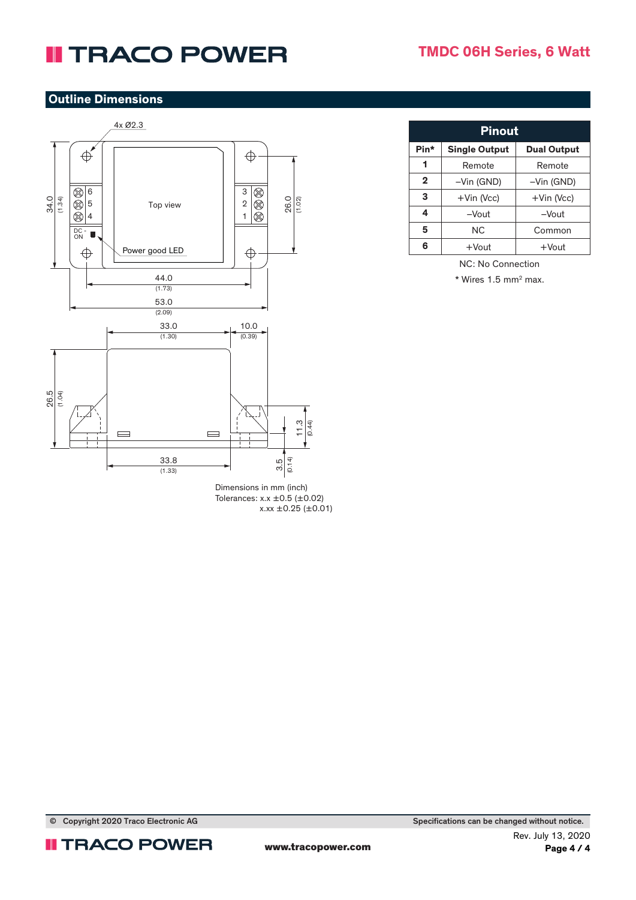## Outline Dimensions

4x Ø2.3

Top view

Power good LED

DC - ON

34.0 (1.34)

26.0 (1.02)

44.0 (1.73)

53.0 (2.09)

33.0 (1.30)

10.0 (0.39)

26.5 (1.04)

11.3 (0.44)

3.5 (0.14)

33.8 (1.33)

Dimensions in mm (inch)
Tolerances: x.x ±0.5 (±0.02)
x.xx ±0.25 (±0.01)

| Pinout | | |
|---|---|---|
| **Pin*** | **Single Output** | **Dual Output** |
| **1** | Remote | Remote |
| **2** | –Vin (GND) | –Vin (GND) |
| **3** | +Vin (Vcc) | +Vin (Vcc) |
| **4** | –Vout | –Vout |
| **5** | NC | Common |
| **6** | +Vout | +Vout |

NC: No Connection

* Wires 1.5 mm$^2$ max.